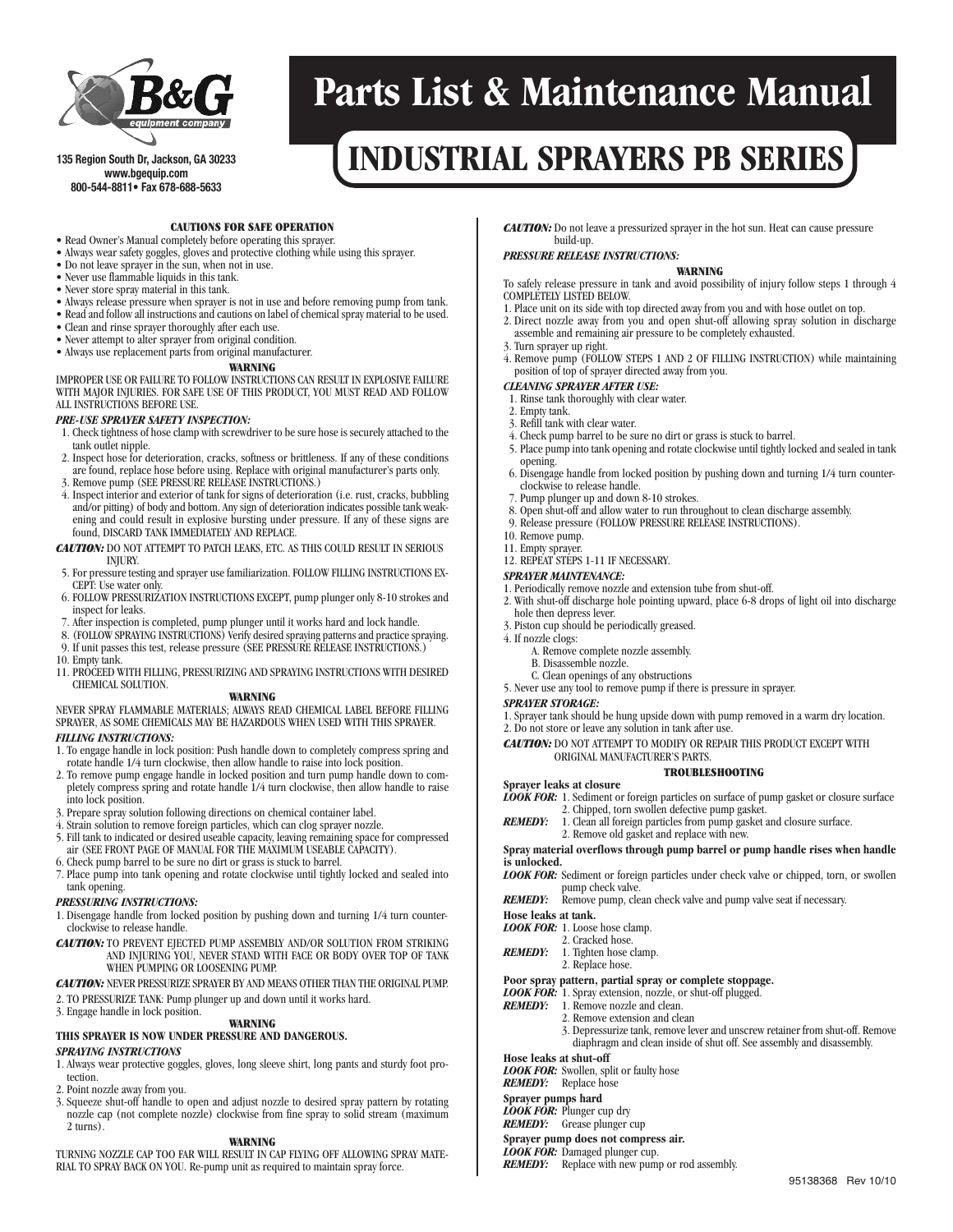135 Region South Dr, Jackson, GA 30233
www.bgequip.com
800-544-8811• Fax 678-688-5633

# Parts List & Maintenance Manual

# INDUSTRIAL SPRAYERS PB SERIES

### CAUTIONS FOR SAFE OPERATION

- Read Owner's Manual completely before operating this sprayer.
- Always wear safety goggles, gloves and protective clothing while using this sprayer.
- Do not leave sprayer in the sun, when not in use.
- Never use flammable liquids in this tank.
- Never store spray material in this tank.
- Always release pressure when sprayer is not in use and before removing pump from tank.
- Read and follow all instructions and cautions on label of chemical spray material to be used.
- Clean and rinse sprayer thoroughly after each use.
- Never attempt to alter sprayer from original condition.
- Always use replacement parts from original manufacturer.

**WARNING**

IMPROPER USE OR FAILURE TO FOLLOW INSTRUCTIONS CAN RESULT IN EXPLOSIVE FAILURE WITH MAJOR INJURIES. FOR SAFE USE OF THIS PRODUCT, YOU MUST READ AND FOLLOW ALL INSTRUCTIONS BEFORE USE.

***PRE-USE SPRAYER SAFETY INSPECTION:***

1. Check tightness of hose clamp with screwdriver to be sure hose is securely attached to the tank outlet nipple.
2. Inspect hose for deterioration, cracks, softness or brittleness. If any of these conditions are found, replace hose before using. Replace with original manufacturer's parts only.
3. Remove pump (SEE PRESSURE RELEASE INSTRUCTIONS.)
4. Inspect interior and exterior of tank for signs of deterioration (i.e. rust, cracks, bubbling and/or pitting) of body and bottom. Any sign of deterioration indicates possible tank weakening and could result in explosive bursting under pressure. If any of these signs are found, DISCARD TANK IMMEDIATELY AND REPLACE.

***CAUTION:*** DO NOT ATTEMPT TO PATCH LEAKS, ETC. AS THIS COULD RESULT IN SERIOUS INJURY.

5. For pressure testing and sprayer use familiarization. FOLLOW FILLING INSTRUCTIONS EXCEPT: Use water only.
6. FOLLOW PRESSURIZATION INSTRUCTIONS EXCEPT, pump plunger only 8-10 strokes and inspect for leaks.
7. After inspection is completed, pump plunger until it works hard and lock handle.
8. (FOLLOW SPRAYING INSTRUCTIONS) Verify desired spraying patterns and practice spraying.
9. If unit passes this test, release pressure (SEE PRESSURE RELEASE INSTRUCTIONS.)
10. Empty tank.
11. PROCEED WITH FILLING, PRESSURIZING AND SPRAYING INSTRUCTIONS WITH DESIRED CHEMICAL SOLUTION.

**WARNING**

NEVER SPRAY FLAMMABLE MATERIALS; ALWAYS READ CHEMICAL LABEL BEFORE FILLING SPRAYER, AS SOME CHEMICALS MAY BE HAZARDOUS WHEN USED WITH THIS SPRAYER.

***FILLING INSTRUCTIONS:***

1. To engage handle in lock position: Push handle down to completely compress spring and rotate handle 1/4 turn clockwise, then allow handle to raise into lock position.
2. To remove pump engage handle in locked position and turn pump handle down to completely compress spring and rotate handle 1/4 turn clockwise, then allow handle to raise into lock position.
3. Prepare spray solution following directions on chemical container label.
4. Strain solution to remove foreign particles, which can clog sprayer nozzle.
5. Fill tank to indicated or desired useable capacity, leaving remaining space for compressed air (SEE FRONT PAGE OF MANUAL FOR THE MAXIMUM USEABLE CAPACITY).
6. Check pump barrel to be sure no dirt or grass is stuck to barrel.
7. Place pump into tank opening and rotate clockwise until tightly locked and sealed into tank opening.

***PRESSURING INSTRUCTIONS:***

1. Disengage handle from locked position by pushing down and turning 1/4 turn counter-clockwise to release handle.

***CAUTION:*** TO PREVENT EJECTED PUMP ASSEMBLY AND/OR SOLUTION FROM STRIKING AND INJURING YOU, NEVER STAND WITH FACE OR BODY OVER TOP OF TANK WHEN PUMPING OR LOOSENING PUMP.

***CAUTION:*** NEVER PRESSURIZE SPRAYER BY AND MEANS OTHER THAN THE ORIGINAL PUMP.

2. TO PRESSURIZE TANK: Pump plunger up and down until it works hard.
3. Engage handle in lock position.

**WARNING**

**THIS SPRAYER IS NOW UNDER PRESSURE AND DANGEROUS.**

***SPRAYING INSTRUCTIONS***

1. Always wear protective goggles, gloves, long sleeve shirt, long pants and sturdy foot protection.
2. Point nozzle away from you.
3. Squeeze shut-off handle to open and adjust nozzle to desired spray pattern by rotating nozzle cap (not complete nozzle) clockwise from fine spray to solid stream (maximum 2 turns).

**WARNING**

TURNING NOZZLE CAP TOO FAR WILL RESULT IN CAP FLYING OFF ALLOWING SPRAY MATERIAL TO SPRAY BACK ON YOU. Re-pump unit as required to maintain spray force.

***CAUTION:*** Do not leave a pressurized sprayer in the hot sun. Heat can cause pressure build-up.

***PRESSURE RELEASE INSTRUCTIONS:***

**WARNING**

To safely release pressure in tank and avoid possibility of injury follow steps 1 through 4 COMPLETELY LISTED BELOW.

1. Place unit on its side with top directed away from you and with hose outlet on top.
2. Direct nozzle away from you and open shut-off allowing spray solution in discharge assemble and remaining air pressure to be completely exhausted.
3. Turn sprayer up right.
4. Remove pump (FOLLOW STEPS 1 AND 2 OF FILLING INSTRUCTION) while maintaining position of top of sprayer directed away from you.

***CLEANING SPRAYER AFTER USE:***

1. Rinse tank thoroughly with clear water.
2. Empty tank.
3. Refill tank with clear water.
4. Check pump barrel to be sure no dirt or grass is stuck to barrel.
5. Place pump into tank opening and rotate clockwise until tightly locked and sealed in tank opening.
6. Disengage handle from locked position by pushing down and turning 1/4 turn counter-clockwise to release handle.
7. Pump plunger up and down 8-10 strokes.
8. Open shut-off and allow water to run throughout to clean discharge assembly.
9. Release pressure (FOLLOW PRESSURE RELEASE INSTRUCTIONS).
10. Remove pump.
11. Empty sprayer.
12. REPEAT STEPS 1-11 IF NECESSARY.

***SPRAYER MAINTENANCE:***

1. Periodically remove nozzle and extension tube from shut-off.
2. With shut-off discharge hole pointing upward, place 6-8 drops of light oil into discharge hole then depress lever.
3. Piston cup should be periodically greased.
4. If nozzle clogs:
   - A. Remove complete nozzle assembly.
   - B. Disassemble nozzle.
   - C. Clean openings of any obstructions
5. Never use any tool to remove pump if there is pressure in sprayer.

***SPRAYER STORAGE:***

1. Sprayer tank should be hung upside down with pump removed in a warm dry location.
2. Do not store or leave any solution in tank after use.

***CAUTION:*** DO NOT ATTEMPT TO MODIFY OR REPAIR THIS PRODUCT EXCEPT WITH ORIGINAL MANUFACTURER'S PARTS.

### TROUBLESHOOTING

**Sprayer leaks at closure**

***LOOK FOR:*** 1. Sediment or foreign particles on surface of pump gasket or closure surface
2. Chipped, torn swollen defective pump gasket.

***REMEDY:*** 1. Clean all foreign particles from pump gasket and closure surface.
2. Remove old gasket and replace with new.

**Spray material overflows through pump barrel or pump handle rises when handle is unlocked.**

***LOOK FOR:*** Sediment or foreign particles under check valve or chipped, torn, or swollen pump check valve.

***REMEDY:*** Remove pump, clean check valve and pump valve seat if necessary.

**Hose leaks at tank.**

***LOOK FOR:*** 1. Loose hose clamp.
2. Cracked hose.

***REMEDY:*** 1. Tighten hose clamp.
2. Replace hose.

**Poor spray pattern, partial spray or complete stoppage.**

***LOOK FOR:*** 1. Spray extension, nozzle, or shut-off plugged.

***REMEDY:*** 1. Remove nozzle and clean.
2. Remove extension and clean
3. Depressurize tank, remove lever and unscrew retainer from shut-off. Remove diaphragm and clean inside of shut off. See assembly and disassembly.

**Hose leaks at shut-off**

***LOOK FOR:*** Swollen, split or faulty hose

***REMEDY:*** Replace hose

**Sprayer pumps hard**

***LOOK FOR:*** Plunger cup dry

***REMEDY:*** Grease plunger cup

**Sprayer pump does not compress air.**

***LOOK FOR:*** Damaged plunger cup.

***REMEDY:*** Replace with new pump or rod assembly.

95138368 Rev 10/10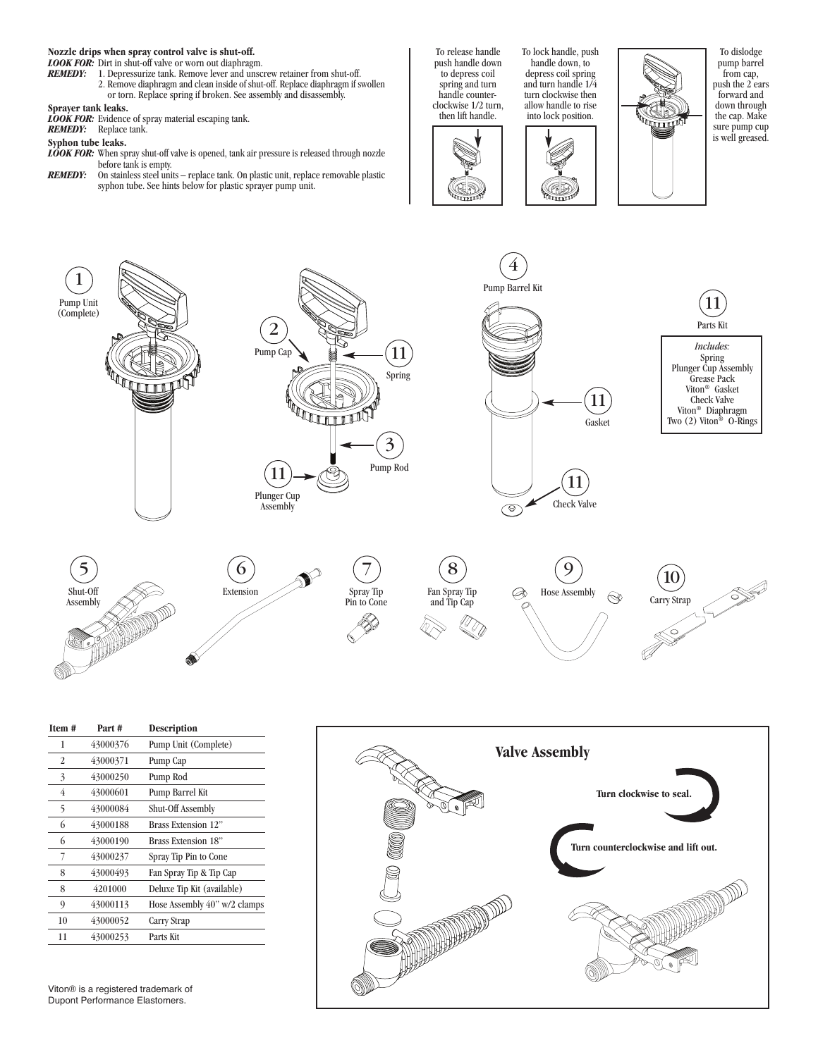**Nozzle drips when spray control valve is shut-off.**

***LOOK FOR:*** Dirt in shut-off valve or worn out diaphragm.

***REMEDY:***
1. Depressurize tank. Remove lever and unscrew retainer from shut-off.
2. Remove diaphragm and clean inside of shut-off. Replace diaphragm if swollen or torn. Replace spring if broken. See assembly and disassembly.

**Sprayer tank leaks.**

***LOOK FOR:*** Evidence of spray material escaping tank.

***REMEDY:*** Replace tank.

**Syphon tube leaks.**

***LOOK FOR:*** When spray shut-off valve is opened, tank air pressure is released through nozzle before tank is empty.

***REMEDY:*** On stainless steel units – replace tank. On plastic unit, replace removable plastic syphon tube. See hints below for plastic sprayer pump unit.

To release handle push handle down to depress coil spring and turn handle counter-clockwise 1/2 turn, then lift handle.

To lock handle, push handle down, to depress coil spring and turn handle 1/4 turn clockwise then allow handle to rise into lock position.

To dislodge pump barrel from cap, push the 2 ears forward and down through the cap. Make sure pump cup is well greased.

1 Pump Unit (Complete)

2 Pump Cap

11 Spring

3 Pump Rod

11 Plunger Cup Assembly

4 Pump Barrel Kit

11 Gasket

11 Check Valve

11 Parts Kit

*Includes:*
Spring
Plunger Cup Assembly
Grease Pack
Viton® Gasket
Check Valve
Viton® Diaphragm
Two (2) Viton® O-Rings

5 Shut-Off Assembly

6 Extension

7 Spray Tip Pin to Cone

8 Fan Spray Tip and Tip Cap

9 Hose Assembly

10 Carry Strap

| Item # | Part # | Description |
|---|---|---|
| 1 | 43000376 | Pump Unit (Complete) |
| 2 | 43000371 | Pump Cap |
| 3 | 43000250 | Pump Rod |
| 4 | 43000601 | Pump Barrel Kit |
| 5 | 43000084 | Shut-Off Assembly |
| 6 | 43000188 | Brass Extension 12" |
| 6 | 43000190 | Brass Extension 18" |
| 7 | 43000237 | Spray Tip Pin to Cone |
| 8 | 43000493 | Fan Spray Tip & Tip Cap |
| 8 | 4201000 | Deluxe Tip Kit (available) |
| 9 | 43000113 | Hose Assembly 40" w/2 clamps |
| 10 | 43000052 | Carry Strap |
| 11 | 43000253 | Parts Kit |

Viton® is a registered trademark of Dupont Performance Elastomers.

## Valve Assembly

**Turn clockwise to seal.**

**Turn counterclockwise and lift out.**